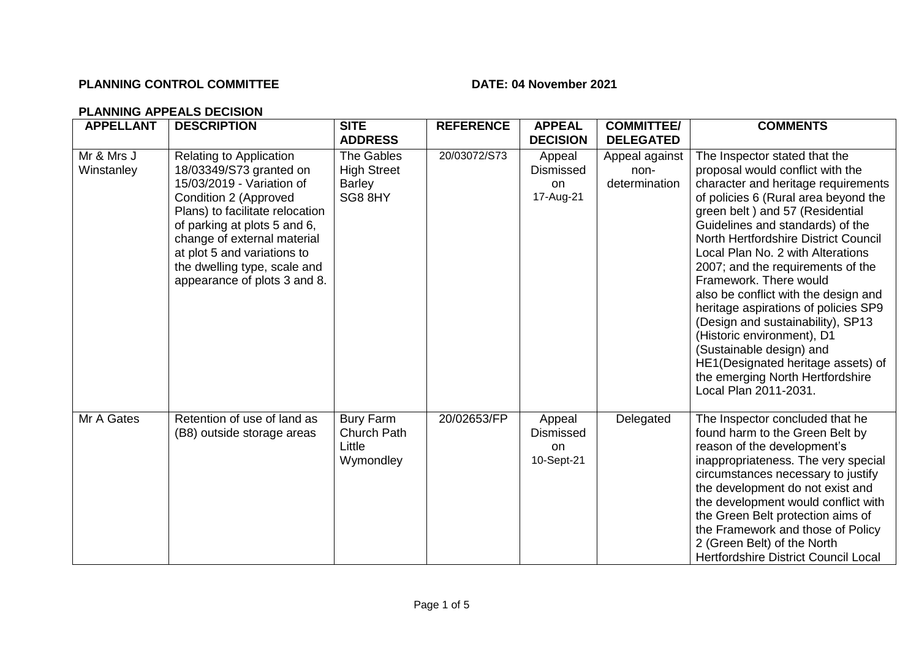**PLANNING CONTROL COMMITTEE** **DATE: 04 November 2021**

**PLANNING APPEALS DECISION**

| APPELLANT | DESCRIPTION | SITE ADDRESS | REFERENCE | APPEAL DECISION | COMMITTEE/ DELEGATED | COMMENTS |
|---|---|---|---|---|---|---|
| Mr & Mrs J Winstanley | Relating to Application 18/03349/S73 granted on 15/03/2019 - Variation of Condition 2 (Approved Plans) to facilitate relocation of parking at plots 5 and 6, change of external material at plot 5 and variations to the dwelling type, scale and appearance of plots 3 and 8. | The Gables High Street Barley SG8 8HY | 20/03072/S73 | Appeal Dismissed on 17-Aug-21 | Appeal against non-determination | The Inspector stated that the proposal would conflict with the character and heritage requirements of policies 6 (Rural area beyond the green belt ) and 57 (Residential Guidelines and standards) of the North Hertfordshire District Council Local Plan No. 2 with Alterations 2007; and the requirements of the Framework. There would also be conflict with the design and heritage aspirations of policies SP9 (Design and sustainability), SP13 (Historic environment), D1 (Sustainable design) and HE1(Designated heritage assets) of the emerging North Hertfordshire Local Plan 2011-2031. |
| Mr A Gates | Retention of use of land as (B8) outside storage areas | Bury Farm Church Path Little Wymondley | 20/02653/FP | Appeal Dismissed on 10-Sept-21 | Delegated | The Inspector concluded that he found harm to the Green Belt by reason of the development's inappropriateness. The very special circumstances necessary to justify the development do not exist and the development would conflict with the Green Belt protection aims of the Framework and those of Policy 2 (Green Belt) of the North Hertfordshire District Council Local |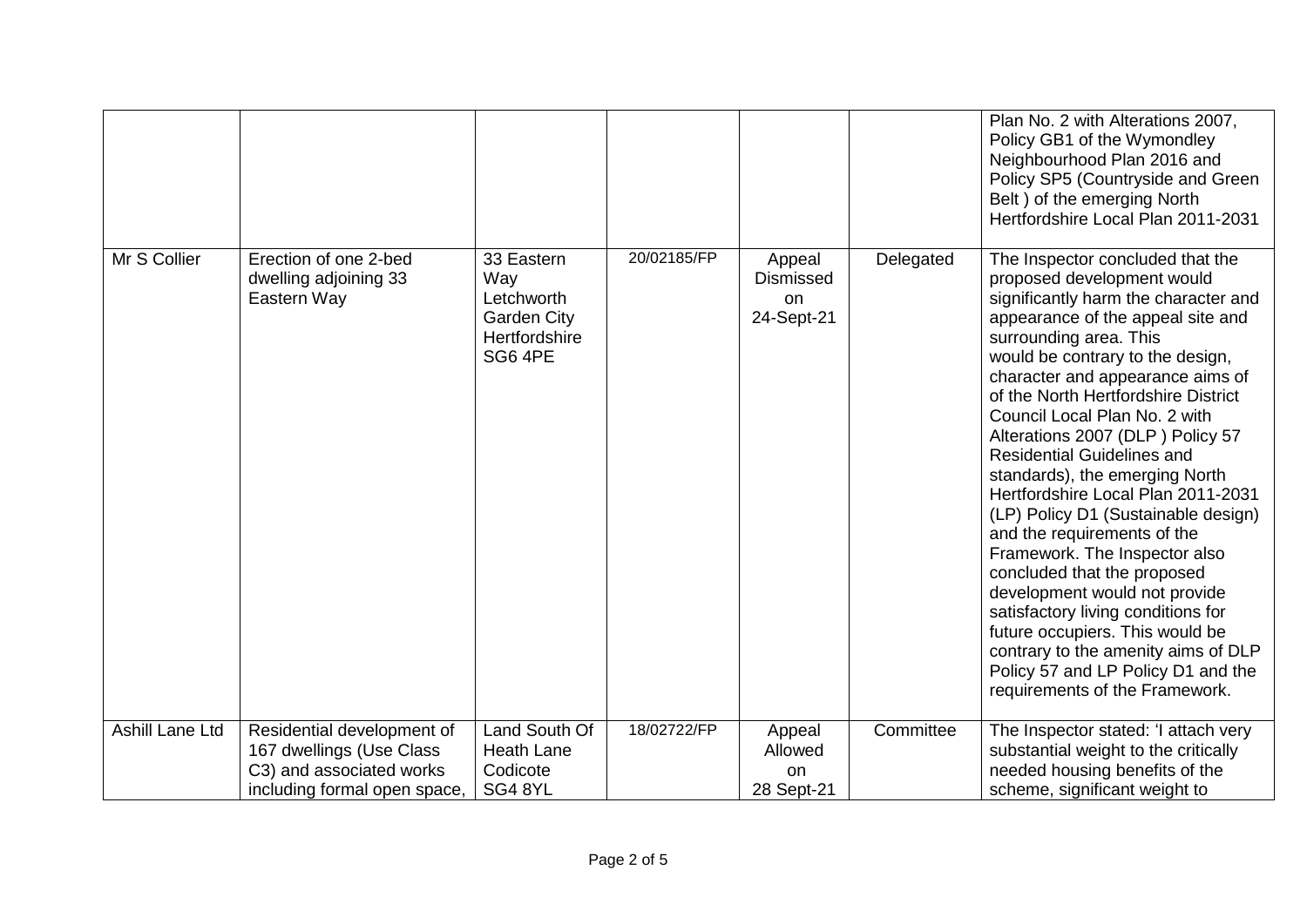| | | | | | | |
|---|---|---|---|---|---|---|
| | | | | | | Plan No. 2 with Alterations 2007, Policy GB1 of the Wymondley Neighbourhood Plan 2016 and Policy SP5 (Countryside and Green Belt ) of the emerging North Hertfordshire Local Plan 2011-2031 |
| Mr S Collier | Erection of one 2-bed dwelling adjoining 33 Eastern Way | 33 Eastern Way Letchworth Garden City Hertfordshire SG6 4PE | 20/02185/FP | Appeal Dismissed on 24-Sept-21 | Delegated | The Inspector concluded that the proposed development would significantly harm the character and appearance of the appeal site and surrounding area. This would be contrary to the design, character and appearance aims of of the North Hertfordshire District Council Local Plan No. 2 with Alterations 2007 (DLP ) Policy 57 Residential Guidelines and standards), the emerging North Hertfordshire Local Plan 2011-2031 (LP) Policy D1 (Sustainable design) and the requirements of the Framework. The Inspector also concluded that the proposed development would not provide satisfactory living conditions for future occupiers. This would be contrary to the amenity aims of DLP Policy 57 and LP Policy D1 and the requirements of the Framework. |
| Ashill Lane Ltd | Residential development of 167 dwellings (Use Class C3) and associated works including formal open space, | Land South Of Heath Lane Codicote SG4 8YL | 18/02722/FP | Appeal Allowed on 28 Sept-21 | Committee | The Inspector stated: 'I attach very substantial weight to the critically needed housing benefits of the scheme, significant weight to |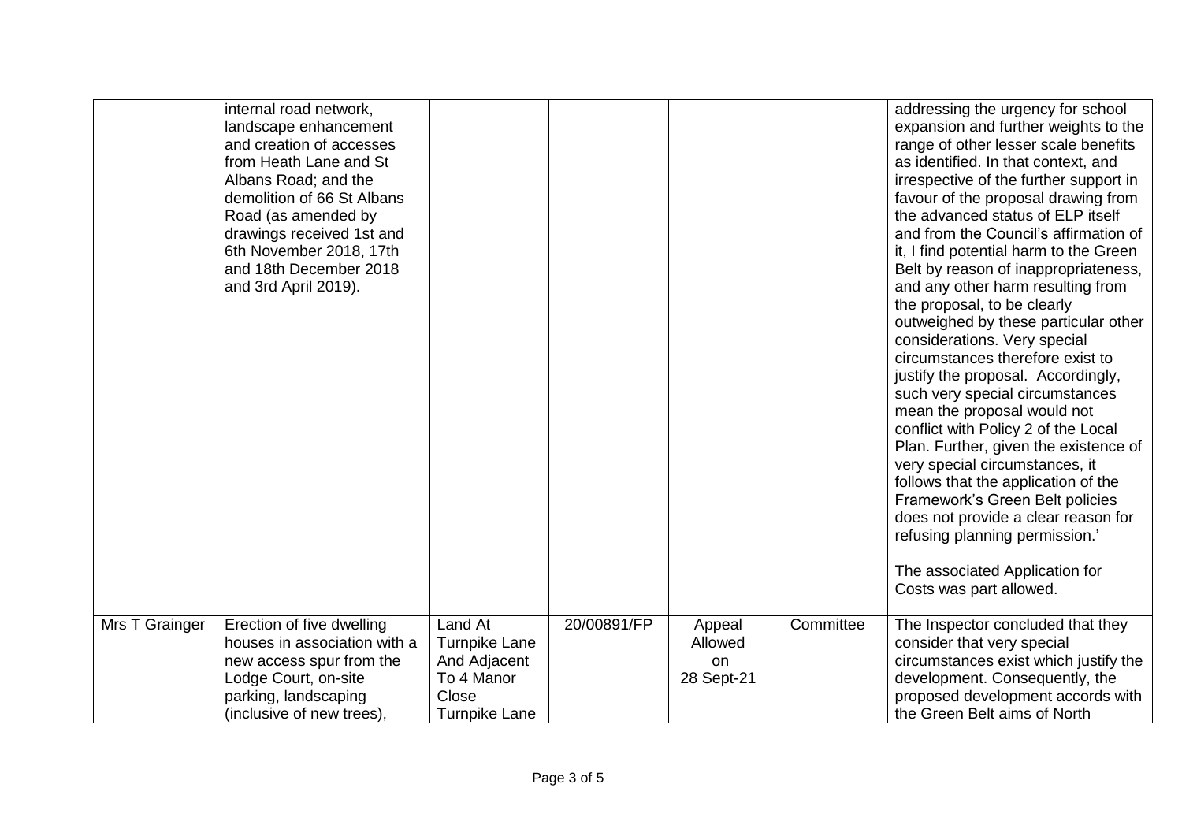| | | | | | | |
|---|---|---|---|---|---|---|
| | internal road network, landscape enhancement and creation of accesses from Heath Lane and St Albans Road; and the demolition of 66 St Albans Road (as amended by drawings received 1st and 6th November 2018, 17th and 18th December 2018 and 3rd April 2019). | | | | | addressing the urgency for school expansion and further weights to the range of other lesser scale benefits as identified. In that context, and irrespective of the further support in favour of the proposal drawing from the advanced status of ELP itself and from the Council's affirmation of it, I find potential harm to the Green Belt by reason of inappropriateness, and any other harm resulting from the proposal, to be clearly outweighed by these particular other considerations. Very special circumstances therefore exist to justify the proposal. Accordingly, such very special circumstances mean the proposal would not conflict with Policy 2 of the Local Plan. Further, given the existence of very special circumstances, it follows that the application of the Framework's Green Belt policies does not provide a clear reason for refusing planning permission.'<br><br>The associated Application for Costs was part allowed. |
| Mrs T Grainger | Erection of five dwelling houses in association with a new access spur from the Lodge Court, on-site parking, landscaping (inclusive of new trees), | Land At Turnpike Lane And Adjacent To 4 Manor Close Turnpike Lane | 20/00891/FP | Appeal Allowed on 28 Sept-21 | Committee | The Inspector concluded that they consider that very special circumstances exist which justify the development. Consequently, the proposed development accords with the Green Belt aims of North |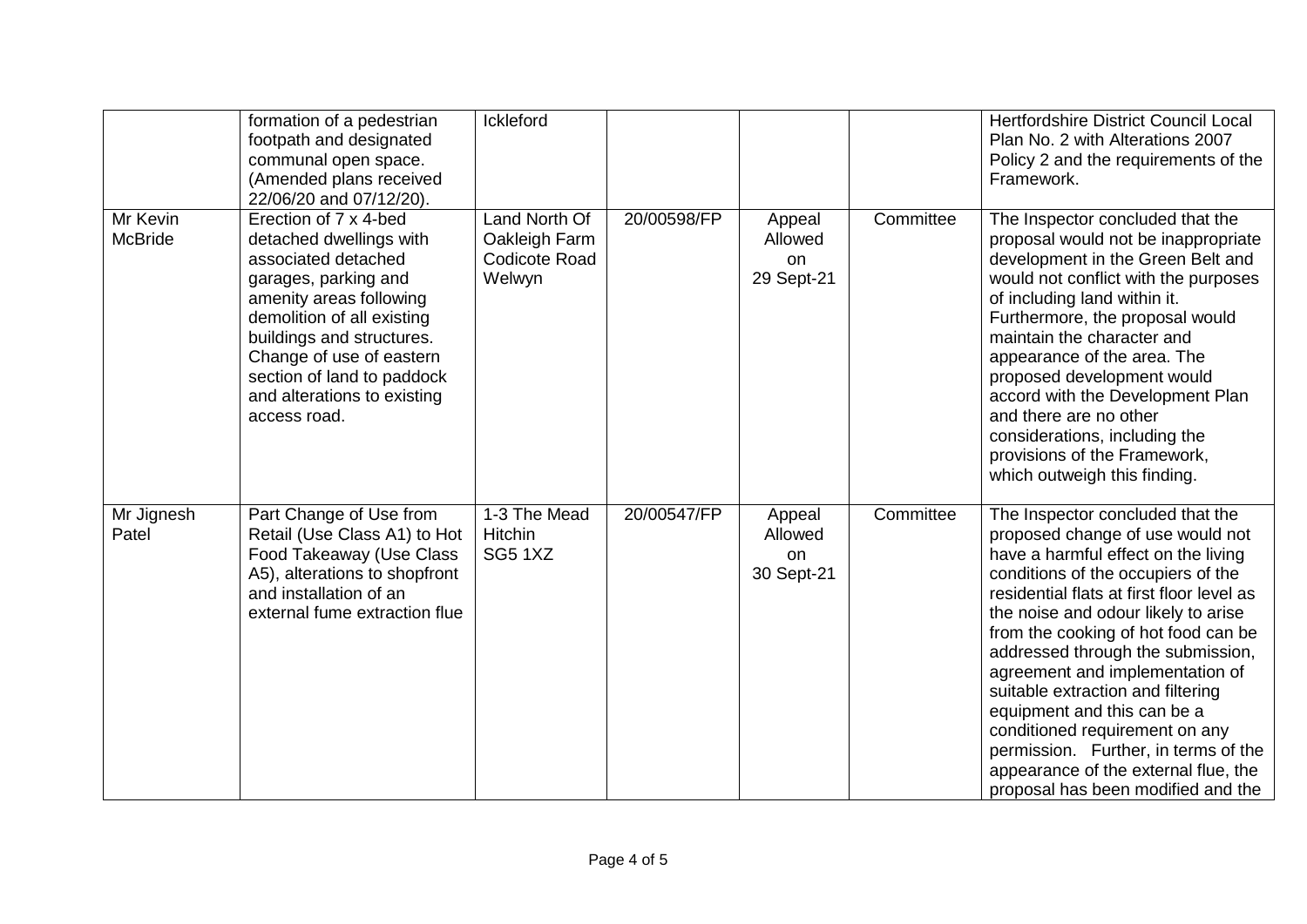| | | | | | | |
|---|---|---|---|---|---|---|
| | formation of a pedestrian footpath and designated communal open space. (Amended plans received 22/06/20 and 07/12/20). | Ickleford | | | | Hertfordshire District Council Local Plan No. 2 with Alterations 2007 Policy 2 and the requirements of the Framework. |
| Mr Kevin McBride | Erection of 7 x 4-bed detached dwellings with associated detached garages, parking and amenity areas following demolition of all existing buildings and structures. Change of use of eastern section of land to paddock and alterations to existing access road. | Land North Of Oakleigh Farm Codicote Road Welwyn | 20/00598/FP | Appeal Allowed on 29 Sept-21 | Committee | The Inspector concluded that the proposal would not be inappropriate development in the Green Belt and would not conflict with the purposes of including land within it. Furthermore, the proposal would maintain the character and appearance of the area. The proposed development would accord with the Development Plan and there are no other considerations, including the provisions of the Framework, which outweigh this finding. |
| Mr Jignesh Patel | Part Change of Use from Retail (Use Class A1) to Hot Food Takeaway (Use Class A5), alterations to shopfront and installation of an external fume extraction flue | 1-3 The Mead Hitchin SG5 1XZ | 20/00547/FP | Appeal Allowed on 30 Sept-21 | Committee | The Inspector concluded that the proposed change of use would not have a harmful effect on the living conditions of the occupiers of the residential flats at first floor level as the noise and odour likely to arise from the cooking of hot food can be addressed through the submission, agreement and implementation of suitable extraction and filtering equipment and this can be a conditioned requirement on any permission. Further, in terms of the appearance of the external flue, the proposal has been modified and the |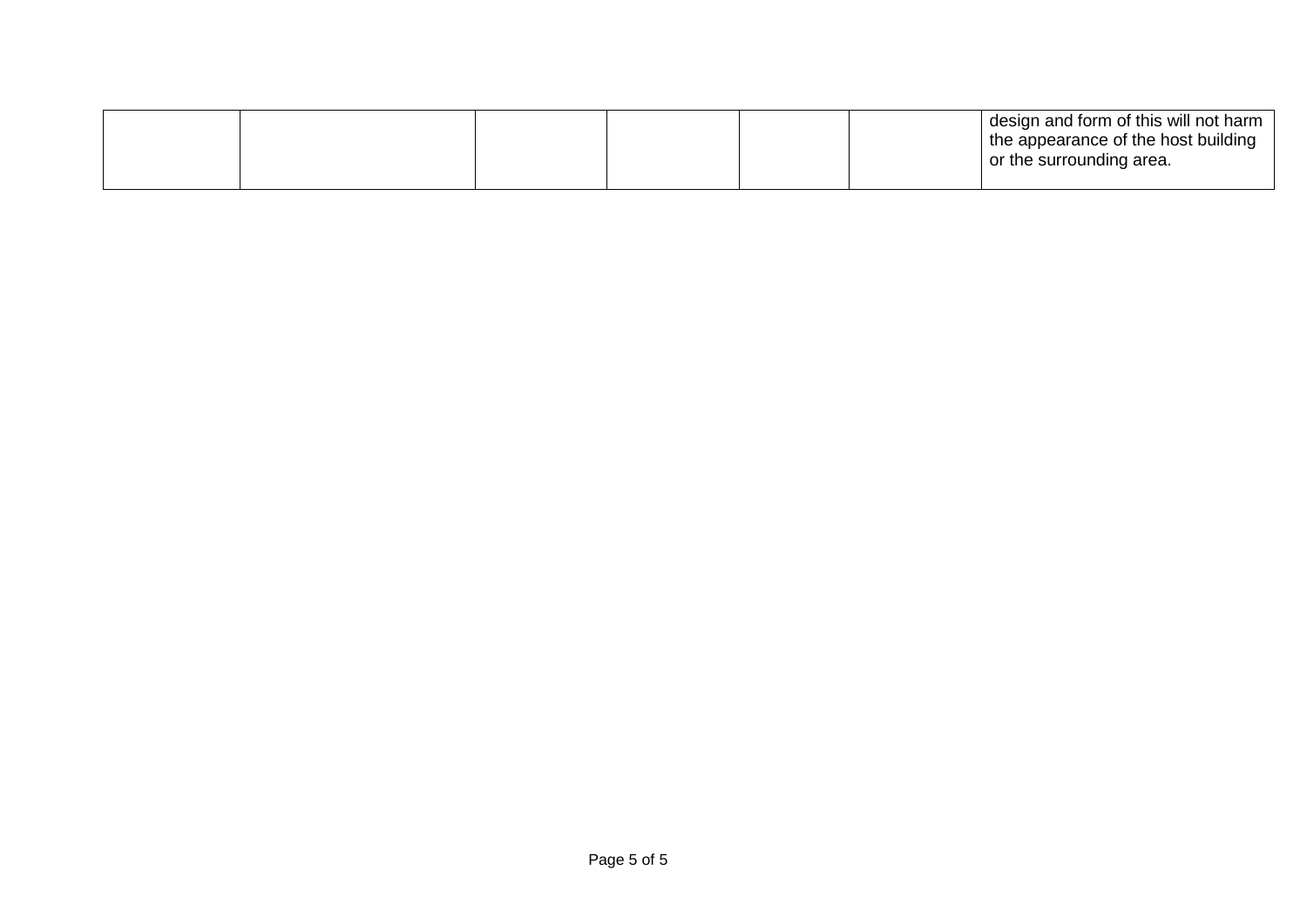| | | | | | | |
|---|---|---|---|---|---|---|
| | | | | | | design and form of this will not harm the appearance of the host building or the surrounding area. |